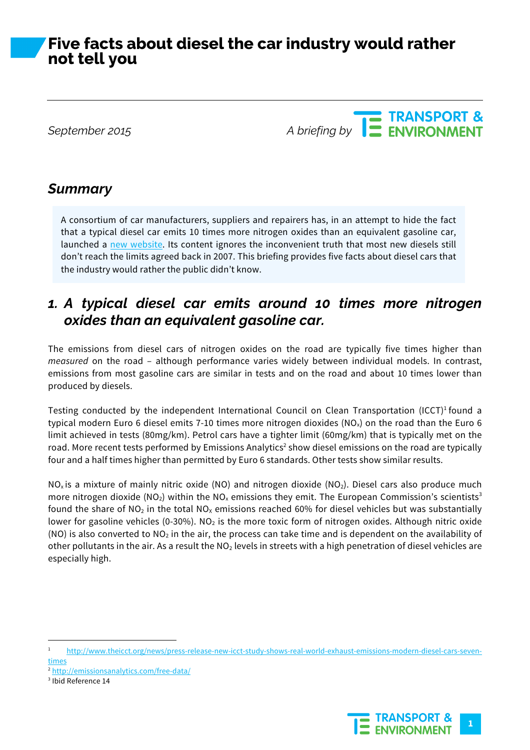# Five facts about diesel the car industry would rather not tell you

*September 2015* *A briefing by* TRANSPORT & ENVIRONMENT

## *Summary*

A consortium of car manufacturers, suppliers and repairers has, in an attempt to hide the fact that a typical diesel car emits 10 times more nitrogen oxides than an equivalent gasoline car, launched a [new website](). Its content ignores the inconvenient truth that most new diesels still don't reach the limits agreed back in 2007. This briefing provides five facts about diesel cars that the industry would rather the public didn't know.

## *1. A typical diesel car emits around 10 times more nitrogen oxides than an equivalent gasoline car.*

The emissions from diesel cars of nitrogen oxides on the road are typically five times higher than *measured* on the road – although performance varies widely between individual models. In contrast, emissions from most gasoline cars are similar in tests and on the road and about 10 times lower than produced by diesels.

Testing conducted by the independent International Council on Clean Transportation (ICCT)[1] found a typical modern Euro 6 diesel emits 7-10 times more nitrogen dioxides ($NO_x$) on the road than the Euro 6 limit achieved in tests (80mg/km). Petrol cars have a tighter limit (60mg/km) that is typically met on the road. More recent tests performed by Emissions Analytics[2] show diesel emissions on the road are typically four and a half times higher than permitted by Euro 6 standards. Other tests show similar results.

$NO_x$ is a mixture of mainly nitric oxide (NO) and nitrogen dioxide ($NO_2$). Diesel cars also produce much more nitrogen dioxide ($NO_2$) within the $NO_x$ emissions they emit. The European Commission's scientists[3] found the share of $NO_2$ in the total $NO_x$ emissions reached 60% for diesel vehicles but was substantially lower for gasoline vehicles (0-30%). $NO_2$ is the more toxic form of nitrogen oxides. Although nitric oxide (NO) is also converted to $NO_2$ in the air, the process can take time and is dependent on the availability of other pollutants in the air. As a result the $NO_2$ levels in streets with a high penetration of diesel vehicles are especially high.

---

[1] http://www.theicct.org/news/press-release-new-icct-study-shows-real-world-exhaust-emissions-modern-diesel-cars-seven-times

[2] http://emissionsanalytics.com/free-data/

[3] Ibid Reference 14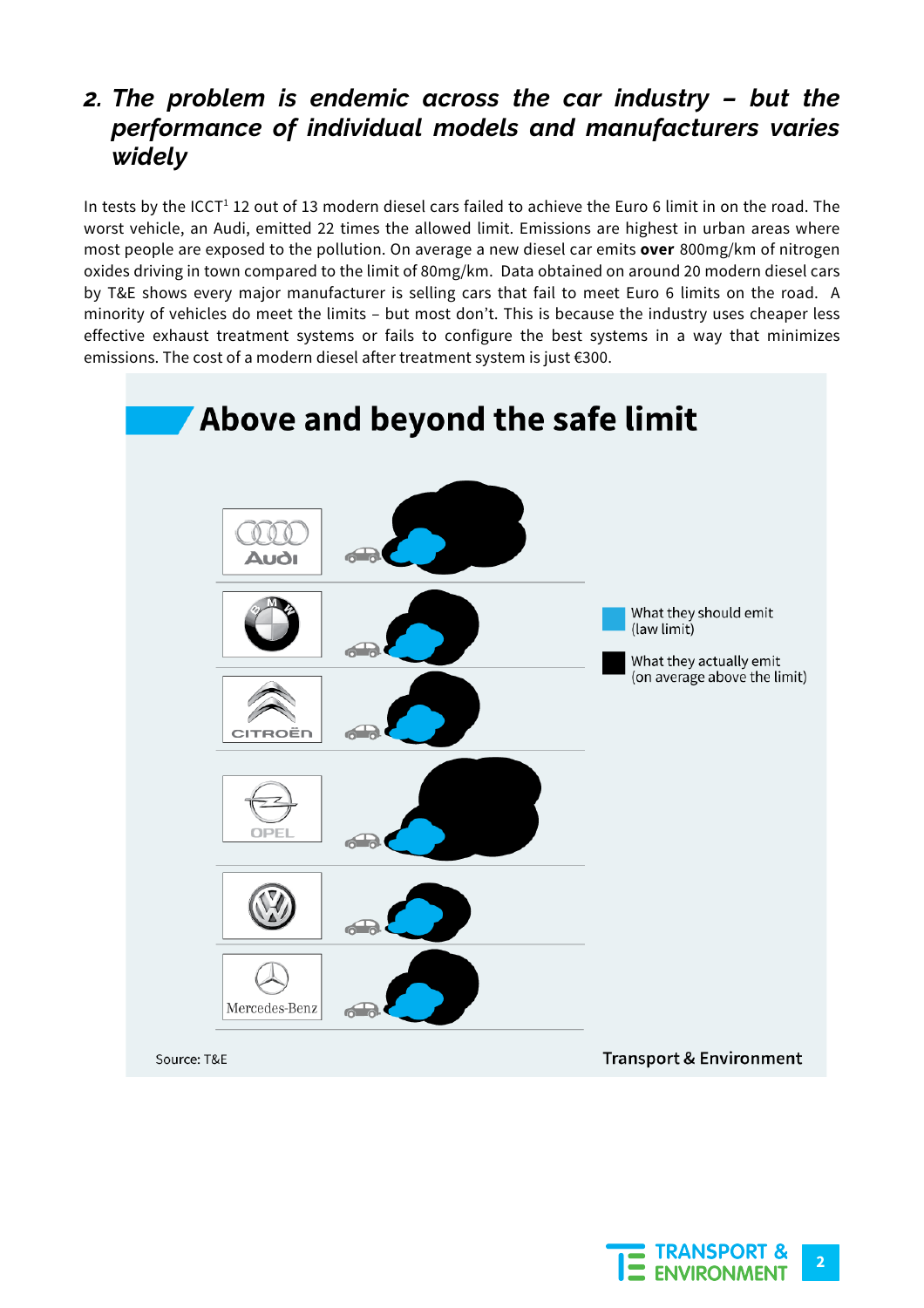## 2. *The problem is endemic across the car industry – but the performance of individual models and manufacturers varies widely*

In tests by the ICCT[1] 12 out of 13 modern diesel cars failed to achieve the Euro 6 limit in on the road. The worst vehicle, an Audi, emitted 22 times the allowed limit. Emissions are highest in urban areas where most people are exposed to the pollution. On average a new diesel car emits **over** 800mg/km of nitrogen oxides driving in town compared to the limit of 80mg/km. Data obtained on around 20 modern diesel cars by T&E shows every major manufacturer is selling cars that fail to meet Euro 6 limits on the road. A minority of vehicles do meet the limits – but most don't. This is because the industry uses cheaper less effective exhaust treatment systems or fails to configure the best systems in a way that minimizes emissions. The cost of a modern diesel after treatment system is just €300.

### Above and beyond the safe limit

Audi

BMW

Citroën

Opel

Mercedes-Benz

What they should emit (law limit)

What they actually emit (on average above the limit)

Source: T&E

Transport & Environment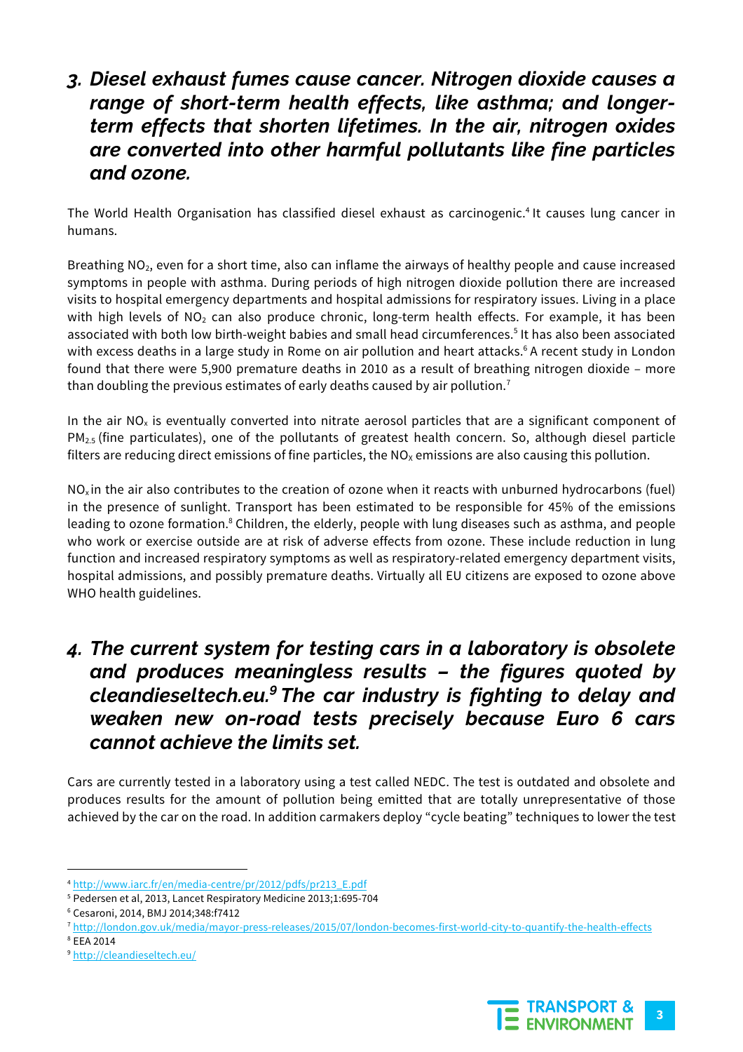## 3. Diesel exhaust fumes cause cancer. Nitrogen dioxide causes a range of short-term health effects, like asthma; and longer-term effects that shorten lifetimes. In the air, nitrogen oxides are converted into other harmful pollutants like fine particles and ozone.

The World Health Organisation has classified diesel exhaust as carcinogenic.[4] It causes lung cancer in humans.

Breathing $NO_2$, even for a short time, also can inflame the airways of healthy people and cause increased symptoms in people with asthma. During periods of high nitrogen dioxide pollution there are increased visits to hospital emergency departments and hospital admissions for respiratory issues. Living in a place with high levels of $NO_2$ can also produce chronic, long-term health effects. For example, it has been associated with both low birth-weight babies and small head circumferences.[5] It has also been associated with excess deaths in a large study in Rome on air pollution and heart attacks.[6] A recent study in London found that there were 5,900 premature deaths in 2010 as a result of breathing nitrogen dioxide – more than doubling the previous estimates of early deaths caused by air pollution.[7]

In the air $NO_x$ is eventually converted into nitrate aerosol particles that are a significant component of $PM_{2.5}$ (fine particulates), one of the pollutants of greatest health concern. So, although diesel particle filters are reducing direct emissions of fine particles, the $NO_x$ emissions are also causing this pollution.

$NO_x$ in the air also contributes to the creation of ozone when it reacts with unburned hydrocarbons (fuel) in the presence of sunlight. Transport has been estimated to be responsible for 45% of the emissions leading to ozone formation.[8] Children, the elderly, people with lung diseases such as asthma, and people who work or exercise outside are at risk of adverse effects from ozone. These include reduction in lung function and increased respiratory symptoms as well as respiratory-related emergency department visits, hospital admissions, and possibly premature deaths. Virtually all EU citizens are exposed to ozone above WHO health guidelines.

## 4. The current system for testing cars in a laboratory is obsolete and produces meaningless results – the figures quoted by cleandieseltech.eu.[9] The car industry is fighting to delay and weaken new on-road tests precisely because Euro 6 cars cannot achieve the limits set.

Cars are currently tested in a laboratory using a test called NEDC. The test is outdated and obsolete and produces results for the amount of pollution being emitted that are totally unrepresentative of those achieved by the car on the road. In addition carmakers deploy "cycle beating" techniques to lower the test

---

[4] http://www.iarc.fr/en/media-centre/pr/2012/pdfs/pr213_E.pdf

[5] Pedersen et al, 2013, Lancet Respiratory Medicine 2013;1:695-704

[6] Cesaroni, 2014, BMJ 2014;348:f7412

[7] http://london.gov.uk/media/mayor-press-releases/2015/07/london-becomes-first-world-city-to-quantify-the-health-effects

[8] EEA 2014

[9] http://cleandieseltech.eu/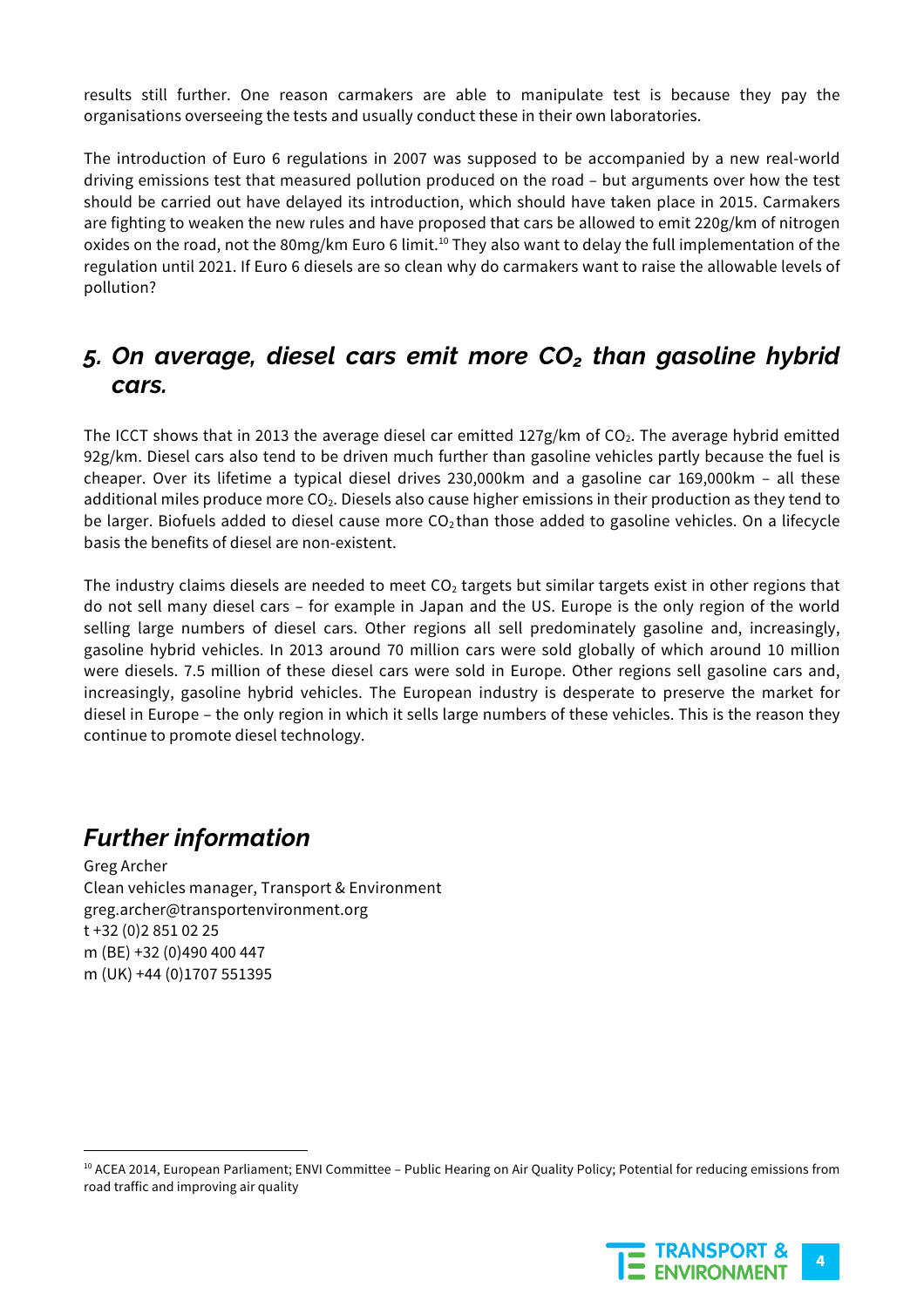results still further. One reason carmakers are able to manipulate test is because they pay the organisations overseeing the tests and usually conduct these in their own laboratories.

The introduction of Euro 6 regulations in 2007 was supposed to be accompanied by a new real-world driving emissions test that measured pollution produced on the road – but arguments over how the test should be carried out have delayed its introduction, which should have taken place in 2015. Carmakers are fighting to weaken the new rules and have proposed that cars be allowed to emit 220g/km of nitrogen oxides on the road, not the 80mg/km Euro 6 limit.[10] They also want to delay the full implementation of the regulation until 2021. If Euro 6 diesels are so clean why do carmakers want to raise the allowable levels of pollution?

## *5. On average, diesel cars emit more $CO_2$ than gasoline hybrid cars.*

The ICCT shows that in 2013 the average diesel car emitted 127g/km of $CO_2$. The average hybrid emitted 92g/km. Diesel cars also tend to be driven much further than gasoline vehicles partly because the fuel is cheaper. Over its lifetime a typical diesel drives 230,000km and a gasoline car 169,000km – all these additional miles produce more $CO_2$. Diesels also cause higher emissions in their production as they tend to be larger. Biofuels added to diesel cause more $CO_2$ than those added to gasoline vehicles. On a lifecycle basis the benefits of diesel are non-existent.

The industry claims diesels are needed to meet $CO_2$ targets but similar targets exist in other regions that do not sell many diesel cars – for example in Japan and the US. Europe is the only region of the world selling large numbers of diesel cars. Other regions all sell predominately gasoline and, increasingly, gasoline hybrid vehicles. In 2013 around 70 million cars were sold globally of which around 10 million were diesels. 7.5 million of these diesel cars were sold in Europe. Other regions sell gasoline cars and, increasingly, gasoline hybrid vehicles. The European industry is desperate to preserve the market for diesel in Europe – the only region in which it sells large numbers of these vehicles. This is the reason they continue to promote diesel technology.

## *Further information*

Greg Archer
Clean vehicles manager, Transport & Environment
greg.archer@transportenvironment.org
t +32 (0)2 851 02 25
m (BE) +32 (0)490 400 447
m (UK) +44 (0)1707 551395

[10] ACEA 2014, European Parliament; ENVI Committee – Public Hearing on Air Quality Policy; Potential for reducing emissions from road traffic and improving air quality